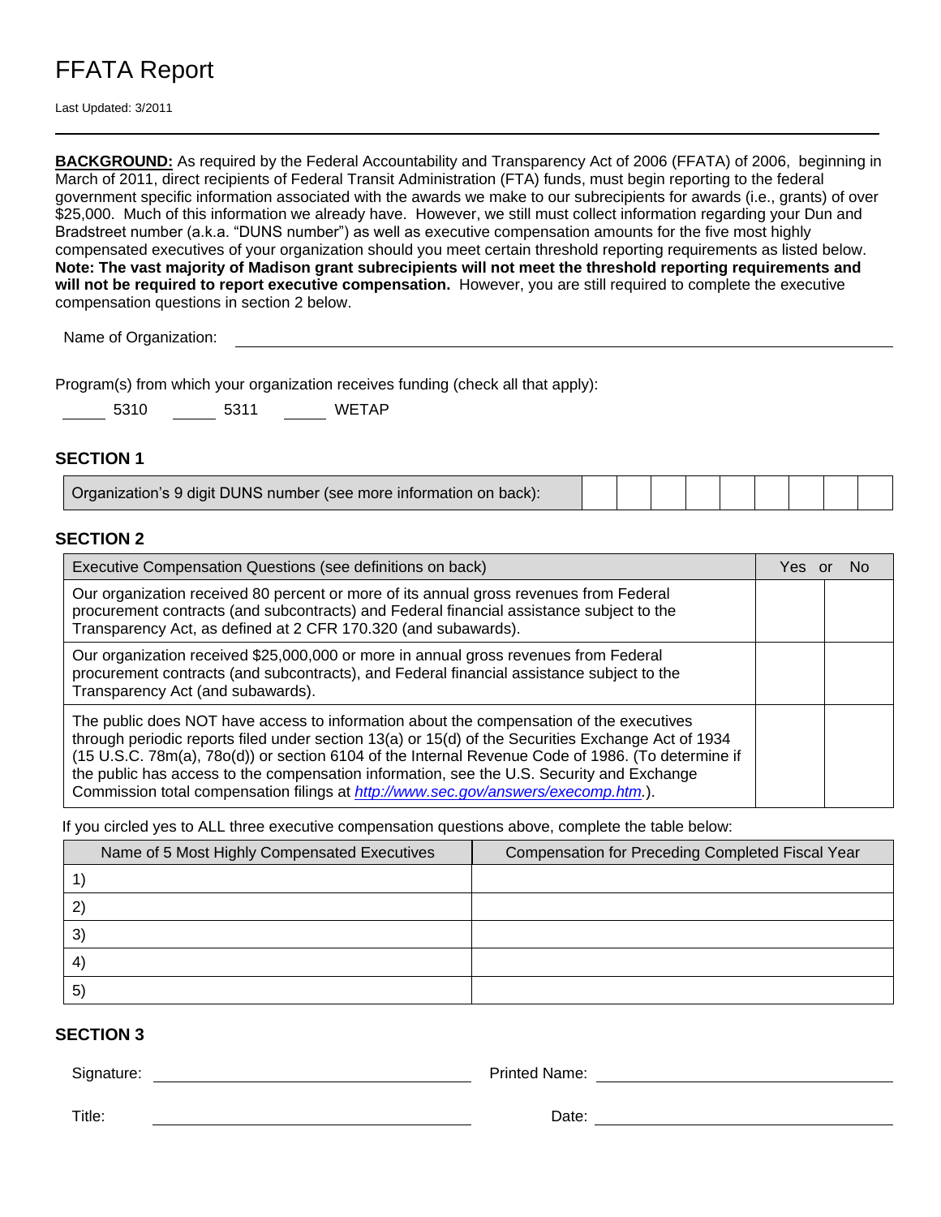# FFATA Report

Last Updated: 3/2011

---

**BACKGROUND:** As required by the Federal Accountability and Transparency Act of 2006 (FFATA) of 2006, beginning in March of 2011, direct recipients of Federal Transit Administration (FTA) funds, must begin reporting to the federal government specific information associated with the awards we make to our subrecipients for awards (i.e., grants) of over $25,000. Much of this information we already have. However, we still must collect information regarding your Dun and Bradstreet number (a.k.a. "DUNS number") as well as executive compensation amounts for the five most highly compensated executives of your organization should you meet certain threshold reporting requirements as listed below. **Note: The vast majority of Madison grant subrecipients will not meet the threshold reporting requirements and will not be required to report executive compensation.** However, you are still required to complete the executive compensation questions in section 2 below.

Name of Organization: ______________________________

Program(s) from which your organization receives funding (check all that apply):

_____ 5310 _____ 5311 _____ WETAP

## SECTION 1

| Organization's 9 digit DUNS number (see more information on back): | | | | | | | | | |
|---|---|---|---|---|---|---|---|---|---|

## SECTION 2

| Executive Compensation Questions (see definitions on back) | Yes | No |
|---|---|---|
| Our organization received 80 percent or more of its annual gross revenues from Federal procurement contracts (and subcontracts) and Federal financial assistance subject to the Transparency Act, as defined at 2 CFR 170.320 (and subawards). | | |
| Our organization received $25,000,000 or more in annual gross revenues from Federal procurement contracts (and subcontracts), and Federal financial assistance subject to the Transparency Act (and subawards). | | |
| The public does NOT have access to information about the compensation of the executives through periodic reports filed under section 13(a) or 15(d) of the Securities Exchange Act of 1934 (15 U.S.C. 78m(a), 78o(d)) or section 6104 of the Internal Revenue Code of 1986. (To determine if the public has access to the compensation information, see the U.S. Security and Exchange Commission total compensation filings at *http://www.sec.gov/answers/execomp.htm.*). | | |

If you circled yes to ALL three executive compensation questions above, complete the table below:

| Name of 5 Most Highly Compensated Executives | Compensation for Preceding Completed Fiscal Year |
|---|---|
| 1) | |
| 2) | |
| 3) | |
| 4) | |
| 5) | |

## SECTION 3

Signature: ______________________________ Printed Name: ______________________________

Title: ______________________________ Date: ______________________________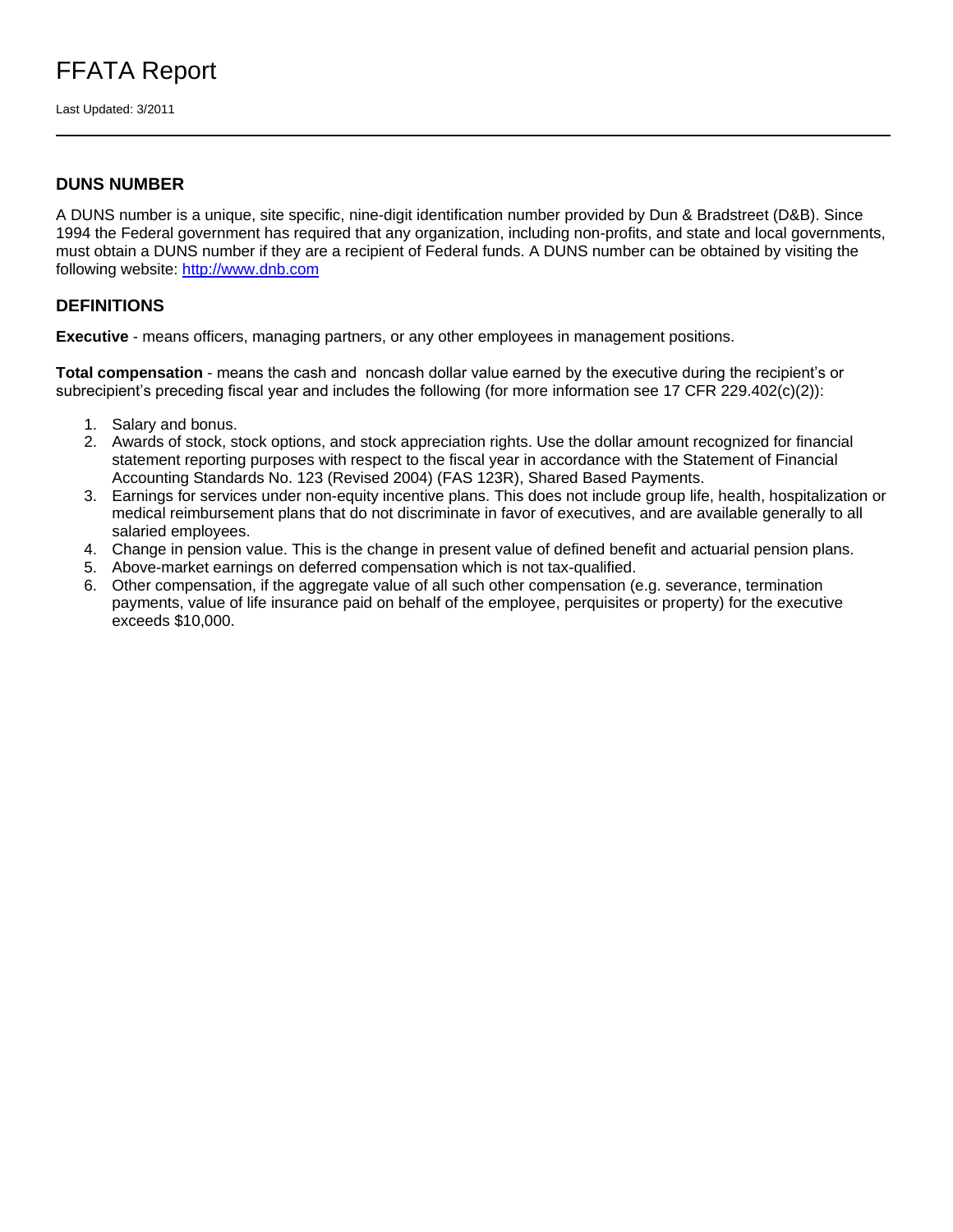# FFATA Report

Last Updated: 3/2011

---

## DUNS NUMBER

A DUNS number is a unique, site specific, nine-digit identification number provided by Dun & Bradstreet (D&B). Since 1994 the Federal government has required that any organization, including non-profits, and state and local governments, must obtain a DUNS number if they are a recipient of Federal funds. A DUNS number can be obtained by visiting the following website: [http://www.dnb.com](http://www.dnb.com)

## DEFINITIONS

**Executive** - means officers, managing partners, or any other employees in management positions.

**Total compensation** - means the cash and noncash dollar value earned by the executive during the recipient's or subrecipient's preceding fiscal year and includes the following (for more information see 17 CFR 229.402(c)(2)):

1. Salary and bonus.
2. Awards of stock, stock options, and stock appreciation rights. Use the dollar amount recognized for financial statement reporting purposes with respect to the fiscal year in accordance with the Statement of Financial Accounting Standards No. 123 (Revised 2004) (FAS 123R), Shared Based Payments.
3. Earnings for services under non-equity incentive plans. This does not include group life, health, hospitalization or medical reimbursement plans that do not discriminate in favor of executives, and are available generally to all salaried employees.
4. Change in pension value. This is the change in present value of defined benefit and actuarial pension plans.
5. Above-market earnings on deferred compensation which is not tax-qualified.
6. Other compensation, if the aggregate value of all such other compensation (e.g. severance, termination payments, value of life insurance paid on behalf of the employee, perquisites or property) for the executive exceeds $10,000.